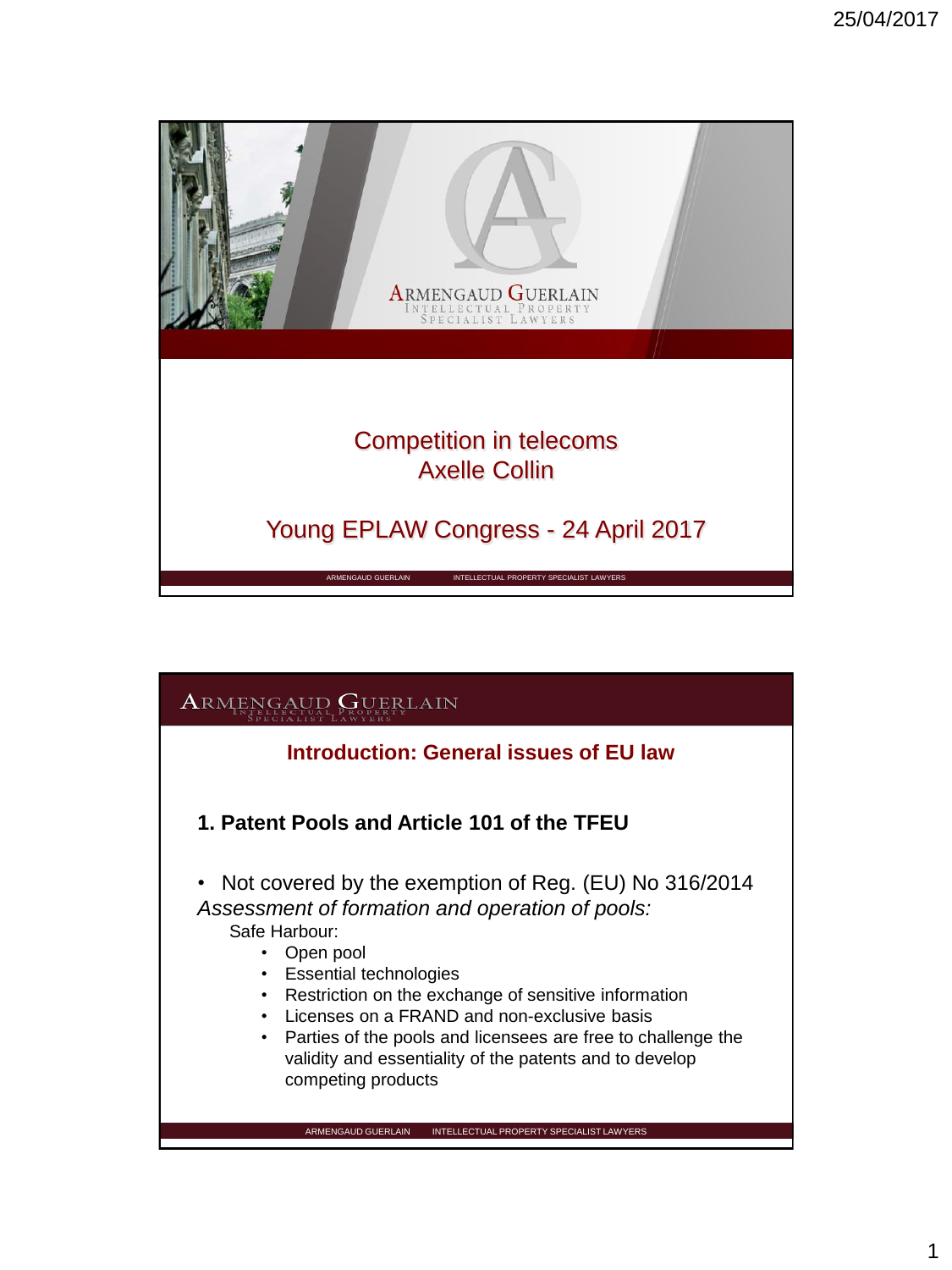# Competition in telecoms

Axelle Collin

Young EPLAW Congress - 24 April 2017

## Introduction: General issues of EU law

### 1. Patent Pools and Article 101 of the TFEU

- Not covered by the exemption of Reg. (EU) No 316/2014

*Assessment of formation and operation of pools:*

Safe Harbour:

- Open pool
- Essential technologies
- Restriction on the exchange of sensitive information
- Licenses on a FRAND and non-exclusive basis
- Parties of the pools and licensees are free to challenge the validity and essentiality of the patents and to develop competing products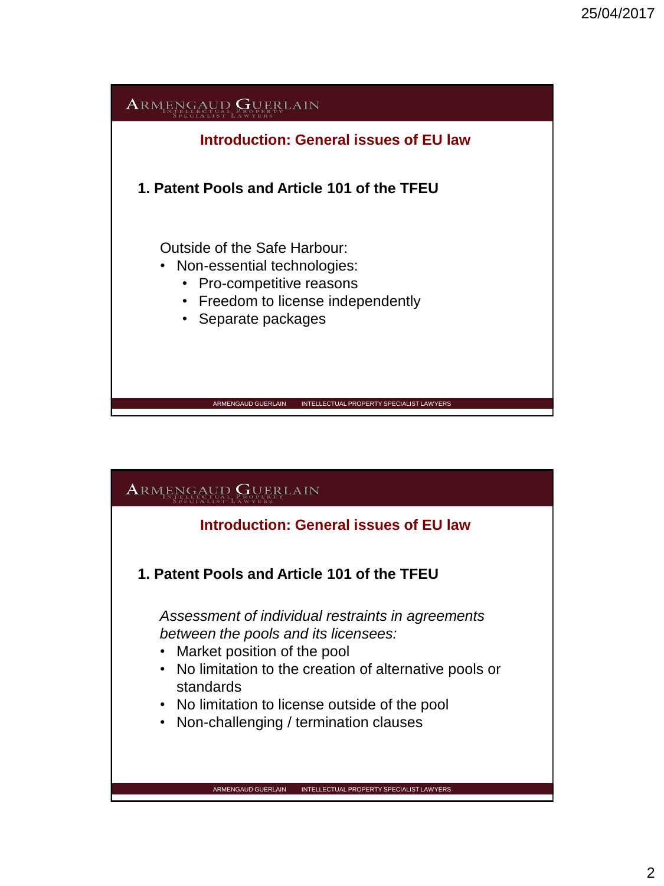## Introduction: General issues of EU law

### 1. Patent Pools and Article 101 of the TFEU

Outside of the Safe Harbour:

- Non-essential technologies:
  - Pro-competitive reasons
  - Freedom to license independently
  - Separate packages

## Introduction: General issues of EU law

### 1. Patent Pools and Article 101 of the TFEU

*Assessment of individual restraints in agreements between the pools and its licensees:*

- Market position of the pool
- No limitation to the creation of alternative pools or standards
- No limitation to license outside of the pool
- Non-challenging / termination clauses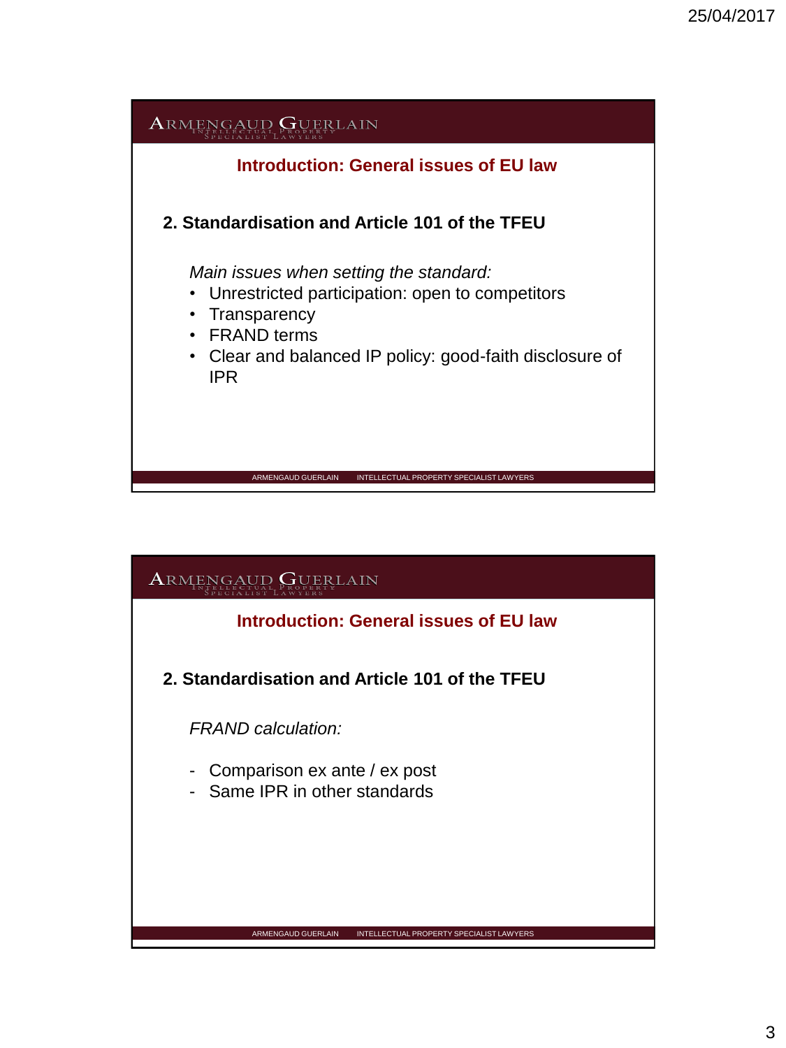## Introduction: General issues of EU law

### 2. Standardisation and Article 101 of the TFEU

*Main issues when setting the standard:*

- Unrestricted participation: open to competitors
- Transparency
- FRAND terms
- Clear and balanced IP policy: good-faith disclosure of IPR

## Introduction: General issues of EU law

### 2. Standardisation and Article 101 of the TFEU

*FRAND calculation:*

- Comparison ex ante / ex post
- Same IPR in other standards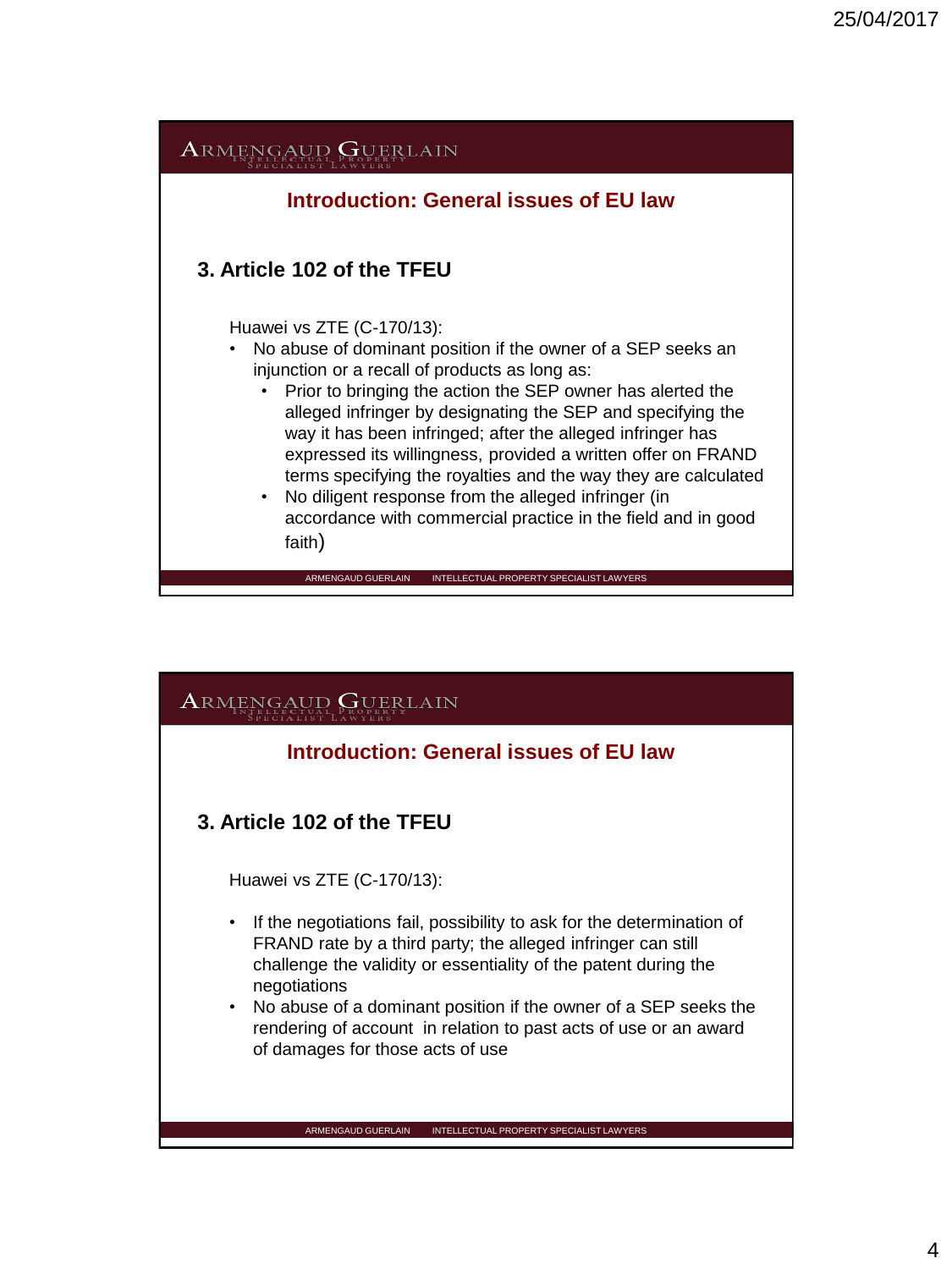## Introduction: General issues of EU law

### 3. Article 102 of the TFEU

Huawei vs ZTE (C-170/13):

- No abuse of dominant position if the owner of a SEP seeks an injunction or a recall of products as long as:
  - Prior to bringing the action the SEP owner has alerted the alleged infringer by designating the SEP and specifying the way it has been infringed; after the alleged infringer has expressed its willingness, provided a written offer on FRAND terms specifying the royalties and the way they are calculated
  - No diligent response from the alleged infringer (in accordance with commercial practice in the field and in good faith)

## Introduction: General issues of EU law

### 3. Article 102 of the TFEU

Huawei vs ZTE (C-170/13):

- If the negotiations fail, possibility to ask for the determination of FRAND rate by a third party; the alleged infringer can still challenge the validity or essentiality of the patent during the negotiations
- No abuse of a dominant position if the owner of a SEP seeks the rendering of account in relation to past acts of use or an award of damages for those acts of use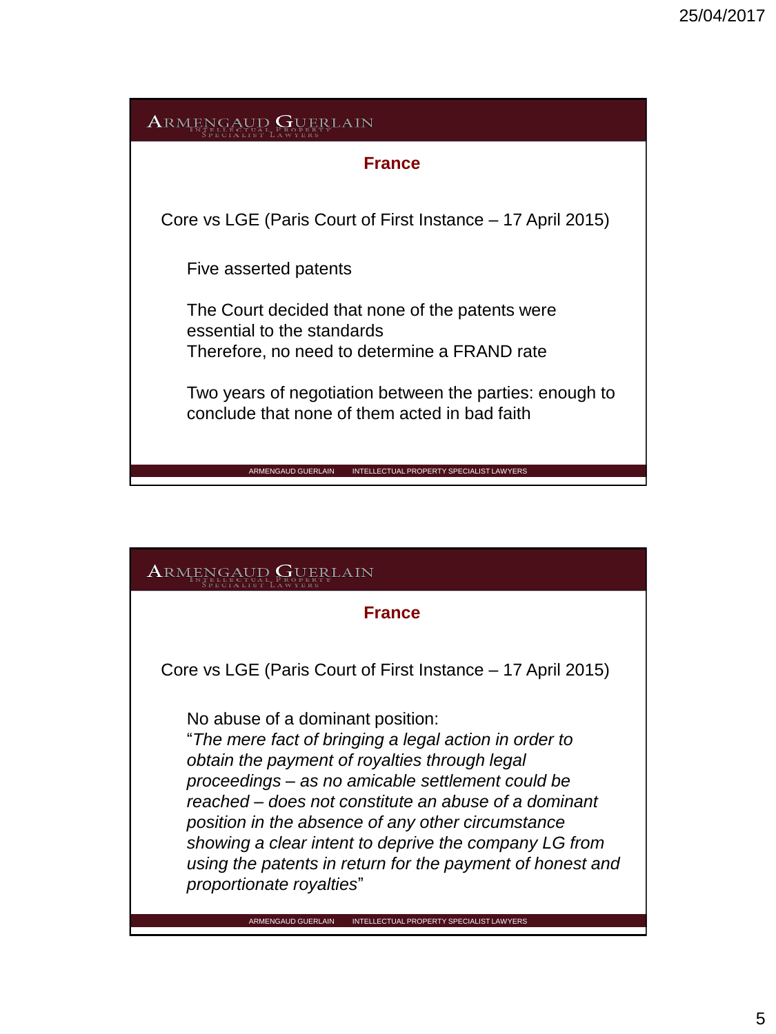## France

Core vs LGE (Paris Court of First Instance – 17 April 2015)

Five asserted patents

The Court decided that none of the patents were essential to the standards
Therefore, no need to determine a FRAND rate

Two years of negotiation between the parties: enough to conclude that none of them acted in bad faith

## France

Core vs LGE (Paris Court of First Instance – 17 April 2015)

No abuse of a dominant position:
"*The mere fact of bringing a legal action in order to obtain the payment of royalties through legal proceedings – as no amicable settlement could be reached – does not constitute an abuse of a dominant position in the absence of any other circumstance showing a clear intent to deprive the company LG from using the patents in return for the payment of honest and proportionate royalties*"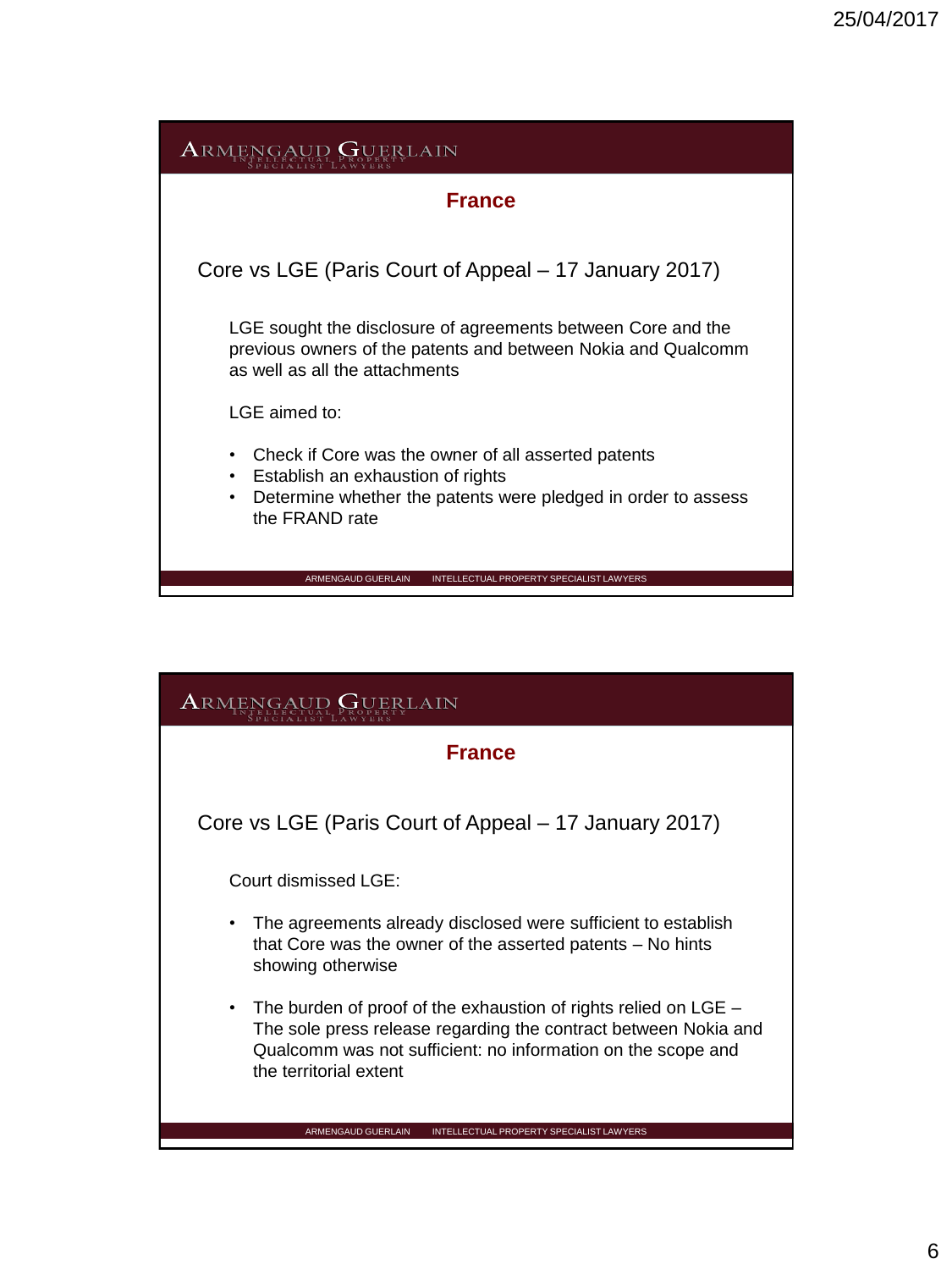## France

### Core vs LGE (Paris Court of Appeal – 17 January 2017)

LGE sought the disclosure of agreements between Core and the previous owners of the patents and between Nokia and Qualcomm as well as all the attachments

LGE aimed to:

- Check if Core was the owner of all asserted patents
- Establish an exhaustion of rights
- Determine whether the patents were pledged in order to assess the FRAND rate

## France

### Core vs LGE (Paris Court of Appeal – 17 January 2017)

Court dismissed LGE:

- The agreements already disclosed were sufficient to establish that Core was the owner of the asserted patents – No hints showing otherwise

- The burden of proof of the exhaustion of rights relied on LGE – The sole press release regarding the contract between Nokia and Qualcomm was not sufficient: no information on the scope and the territorial extent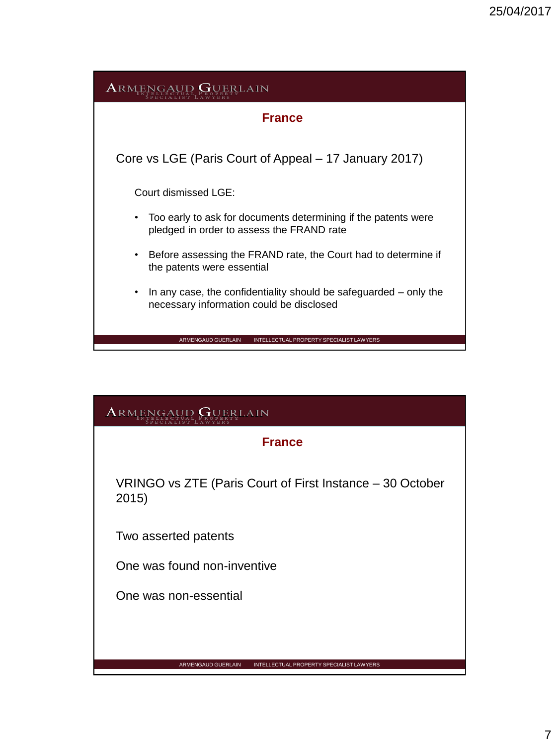## France

Core vs LGE (Paris Court of Appeal – 17 January 2017)

Court dismissed LGE:

- Too early to ask for documents determining if the patents were pledged in order to assess the FRAND rate
- Before assessing the FRAND rate, the Court had to determine if the patents were essential
- In any case, the confidentiality should be safeguarded – only the necessary information could be disclosed

## France

VRINGO vs ZTE (Paris Court of First Instance – 30 October 2015)

Two asserted patents

One was found non-inventive

One was non-essential